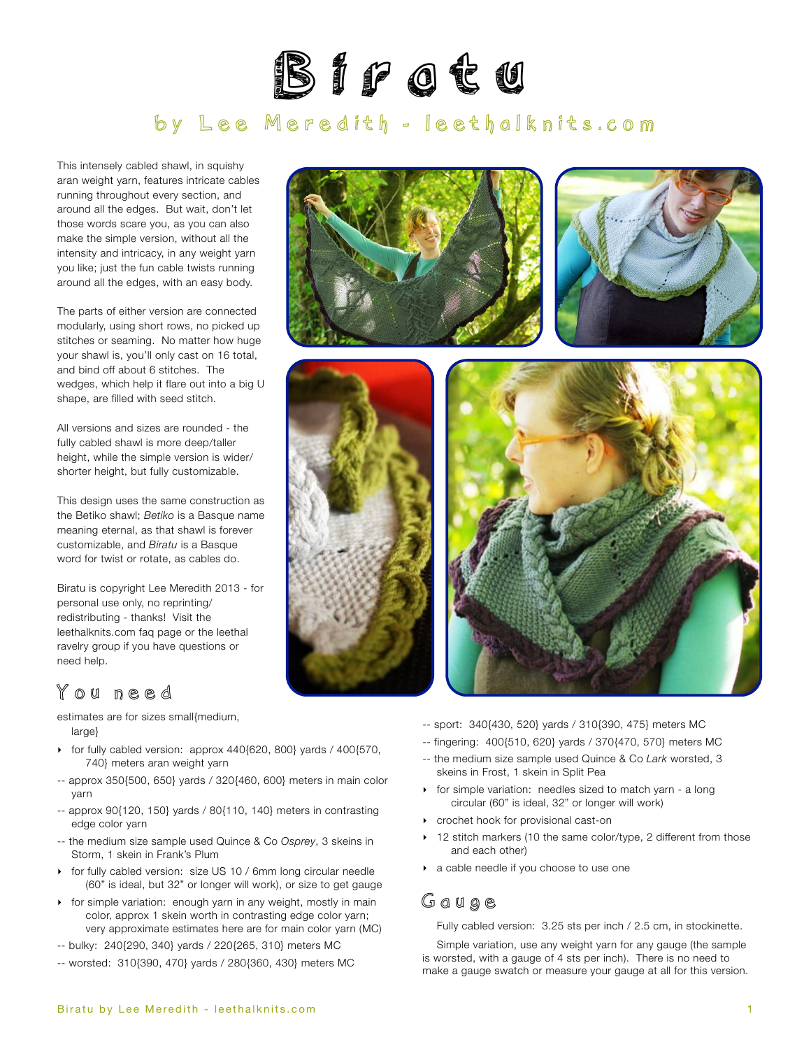# Biratu

## by Lee Meredith - leethalknits.com

This intensely cabled shawl, in squishy aran weight yarn, features intricate cables running throughout every section, and around all the edges. But wait, don't let those words scare you, as you can also make the simple version, without all the intensity and intricacy, in any weight yarn you like; just the fun cable twists running around all the edges, with an easy body.

The parts of either version are connected modularly, using short rows, no picked up stitches or seaming. No matter how huge your shawl is, you'll only cast on 16 total, and bind off about 6 stitches. The wedges, which help it flare out into a big U shape, are filled with seed stitch.

All versions and sizes are rounded - the fully cabled shawl is more deep/taller height, while the simple version is wider/shorter height, but fully customizable.

This design uses the same construction as the Betiko shawl; *Betiko* is a Basque name meaning eternal, as that shawl is forever customizable, and *Biratu* is a Basque word for twist or rotate, as cables do.

Biratu is copyright Lee Meredith 2013 - for personal use only, no reprinting/redistributing - thanks! Visit the leethalknits.com faq page or the leethal ravelry group if you have questions or need help.

## You need

estimates are for sizes small{medium, large}

- for fully cabled version: approx 440{620, 800} yards / 400{570, 740} meters aran weight yarn

-- approx 350{500, 650} yards / 320{460, 600} meters in main color yarn

-- approx 90{120, 150} yards / 80{110, 140} meters in contrasting edge color yarn

-- the medium size sample used Quince & Co *Osprey*, 3 skeins in Storm, 1 skein in Frank's Plum

- for fully cabled version: size US 10 / 6mm long circular needle (60" is ideal, but 32" or longer will work), or size to get gauge
- for simple variation: enough yarn in any weight, mostly in main color, approx 1 skein worth in contrasting edge color yarn; very approximate estimates here are for main color yarn (MC)

-- bulky: 240{290, 340} yards / 220{265, 310} meters MC

-- worsted: 310{390, 470} yards / 280{360, 430} meters MC

-- sport: 340{430, 520} yards / 310{390, 475} meters MC

-- fingering: 400{510, 620} yards / 370{470, 570} meters MC

-- the medium size sample used Quince & Co *Lark* worsted, 3 skeins in Frost, 1 skein in Split Pea

- for simple variation: needles sized to match yarn - a long circular (60" is ideal, 32" or longer will work)
- crochet hook for provisional cast-on
- 12 stitch markers (10 the same color/type, 2 different from those and each other)
- a cable needle if you choose to use one

## Gauge

Fully cabled version: 3.25 sts per inch / 2.5 cm, in stockinette.

Simple variation, use any weight yarn for any gauge (the sample is worsted, with a gauge of 4 sts per inch). There is no need to make a gauge swatch or measure your gauge at all for this version.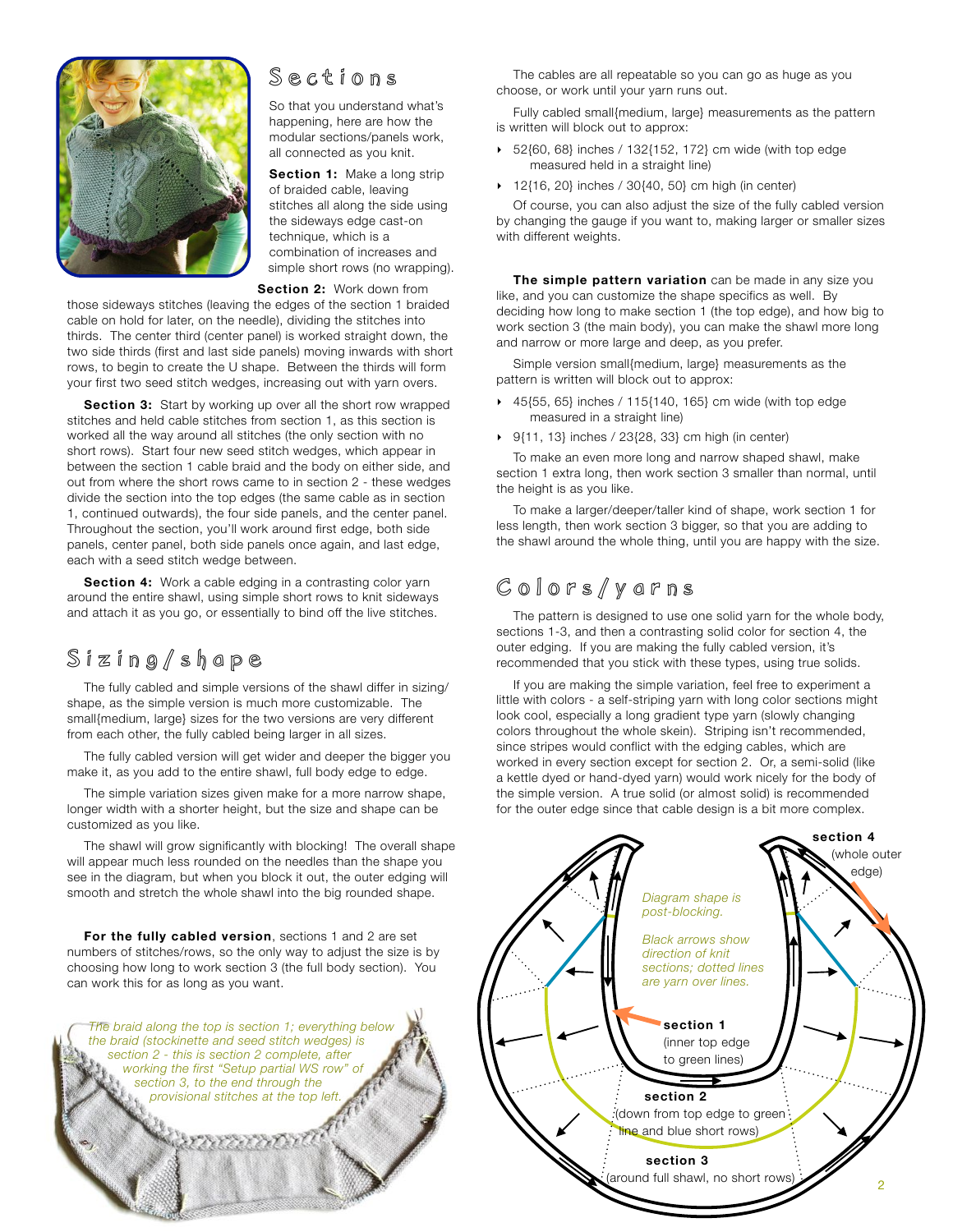## Sections

So that you understand what's happening, here are how the modular sections/panels work, all connected as you knit.

**Section 1:** Make a long strip of braided cable, leaving stitches all along the side using the sideways edge cast-on technique, which is a combination of increases and simple short rows (no wrapping).

**Section 2:** Work down from those sideways stitches (leaving the edges of the section 1 braided cable on hold for later, on the needle), dividing the stitches into thirds. The center third (center panel) is worked straight down, the two side thirds (first and last side panels) moving inwards with short rows, to begin to create the U shape. Between the thirds will form your first two seed stitch wedges, increasing out with yarn overs.

**Section 3:** Start by working up over all the short row wrapped stitches and held cable stitches from section 1, as this section is worked all the way around all stitches (the only section with no short rows). Start four new seed stitch wedges, which appear in between the section 1 cable braid and the body on either side, and out from where the short rows came to in section 2 - these wedges divide the section into the top edges (the same cable as in section 1, continued outwards), the four side panels, and the center panel. Throughout the section, you'll work around first edge, both side panels, center panel, both side panels once again, and last edge, each with a seed stitch wedge between.

**Section 4:** Work a cable edging in a contrasting color yarn around the entire shawl, using simple short rows to knit sideways and attach it as you go, or essentially to bind off the live stitches.

## Sizing/shape

The fully cabled and simple versions of the shawl differ in sizing/shape, as the simple version is much more customizable. The small{medium, large} sizes for the two versions are very different from each other, the fully cabled being larger in all sizes.

The fully cabled version will get wider and deeper the bigger you make it, as you add to the entire shawl, full body edge to edge.

The simple variation sizes given make for a more narrow shape, longer width with a shorter height, but the size and shape can be customized as you like.

The shawl will grow significantly with blocking! The overall shape will appear much less rounded on the needles than the shape you see in the diagram, but when you block it out, the outer edging will smooth and stretch the whole shawl into the big rounded shape.

**For the fully cabled version**, sections 1 and 2 are set numbers of stitches/rows, so the only way to adjust the size is by choosing how long to work section 3 (the full body section). You can work this for as long as you want.

*The braid along the top is section 1; everything below the braid (stockinette and seed stitch wedges) is section 2 - this is section 2 complete, after working the first "Setup partial WS row" of section 3, to the end through the provisional stitches at the top left.*

The cables are all repeatable so you can go as huge as you choose, or work until your yarn runs out.

Fully cabled small{medium, large} measurements as the pattern is written will block out to approx:

- 52{60, 68} inches / 132{152, 172} cm wide (with top edge measured held in a straight line)
- 12{16, 20} inches / 30{40, 50} cm high (in center)

Of course, you can also adjust the size of the fully cabled version by changing the gauge if you want to, making larger or smaller sizes with different weights.

**The simple pattern variation** can be made in any size you like, and you can customize the shape specifics as well. By deciding how long to make section 1 (the top edge), and how big to work section 3 (the main body), you can make the shawl more long and narrow or more large and deep, as you prefer.

Simple version small{medium, large} measurements as the pattern is written will block out to approx:

- 45{55, 65} inches / 115{140, 165} cm wide (with top edge measured held in a straight line)
- 9{11, 13} inches / 23{28, 33} cm high (in center)

To make an even more long and narrow shaped shawl, make section 1 extra long, then work section 3 smaller than normal, until the height is as you like.

To make a larger/deeper/taller kind of shape, work section 1 for less length, then work section 3 bigger, so that you are adding to the shawl around the whole thing, until you are happy with the size.

## Colors/yarns

The pattern is designed to use one solid yarn for the whole body, sections 1-3, and then a contrasting solid color for section 4, the outer edging. If you are making the fully cabled version, it's recommended that you stick with these types, using true solids.

If you are making the simple variation, feel free to experiment a little with colors - a self-striping yarn with long color sections might look cool, especially a long gradient type yarn (slowly changing colors throughout the whole skein). Striping isn't recommended, since stripes would conflict with the edging cables, which are worked in every section except for section 2. Or, a semi-solid (like a kettle dyed or hand-dyed yarn) would work nicely for the body of the simple version. A true solid (or almost solid) is recommended for the outer edge since that cable design is a bit more complex.

section 4 (whole outer edge)

*Diagram shape is post-blocking.*

*Black arrows show direction of knit sections; dotted lines are yarn over lines.*

section 1 (inner top edge to green lines)

section 2 (down from top edge to green line and blue short rows)

section 3 (around full shawl, no short rows)